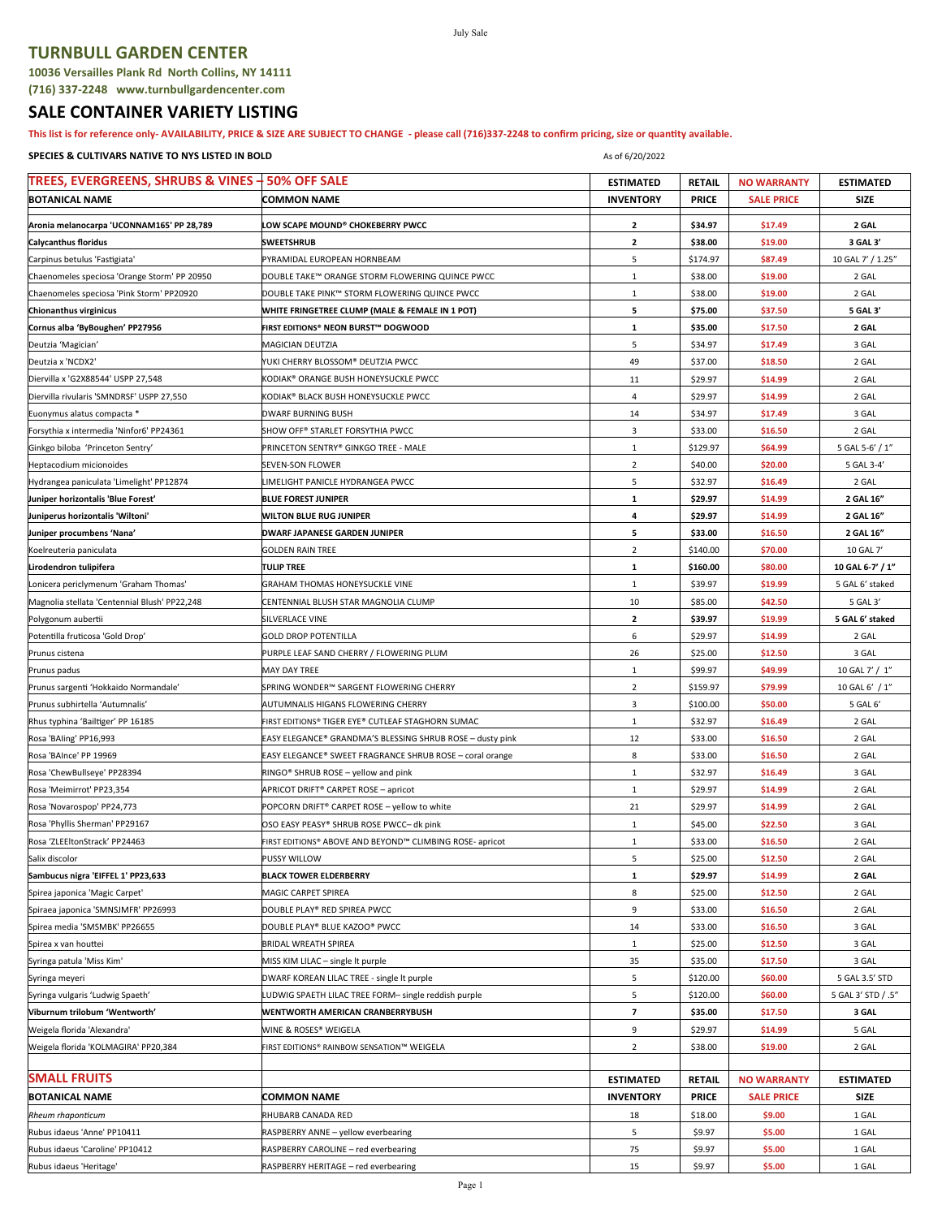July Sale

## TURNBULL GARDEN CENTER

**10036 Versailles Plank Rd North Collins, NY 14111**
**(716) 337-2248 www.turnbullgardencenter.com**

# SALE CONTAINER VARIETY LISTING

**This list is for reference only- AVAILABILITY, PRICE & SIZE ARE SUBJECT TO CHANGE - please call (716)337-2248 to confirm pricing, size or quantity available.**

**SPECIES & CULTIVARS NATIVE TO NYS LISTED IN BOLD** As of 6/20/2022

| TREES, EVERGREENS, SHRUBS & VINES – 50% OFF SALE | | ESTIMATED | RETAIL | NO WARRANTY | ESTIMATED |
|---|---|---|---|---|---|
| **BOTANICAL NAME** | **COMMON NAME** | **INVENTORY** | **PRICE** | **SALE PRICE** | **SIZE** |
| **Aronia melanocarpa 'UCONNAM165' PP 28,789** | **LOW SCAPE MOUND® CHOKEBERRY PWCC** | **2** | **$34.97** | **$17.49** | **2 GAL** |
| **Calycanthus floridus** | **SWEETSHRUB** | **2** | **$38.00** | **$19.00** | **3 GAL 3'** |
| Carpinus betulus 'Fastigiata' | PYRAMIDAL EUROPEAN HORNBEAM | 5 | $174.97 | $87.49 | 10 GAL 7' / 1.25" |
| Chaenomeles speciosa 'Orange Storm' PP 20950 | DOUBLE TAKE™ ORANGE STORM FLOWERING QUINCE PWCC | 1 | $38.00 | $19.00 | 2 GAL |
| Chaenomeles speciosa 'Pink Storm' PP20920 | DOUBLE TAKE PINK™ STORM FLOWERING QUINCE PWCC | 1 | $38.00 | $19.00 | 2 GAL |
| **Chionanthus virginicus** | **WHITE FRINGETREE CLUMP (MALE & FEMALE IN 1 POT)** | **5** | **$75.00** | **$37.50** | **5 GAL 3'** |
| **Cornus alba 'ByBoughen' PP27956** | **FIRST EDITIONS® NEON BURST™ DOGWOOD** | **1** | **$35.00** | **$17.50** | **2 GAL** |
| Deutzia 'Magician' | MAGICIAN DEUTZIA | 5 | $34.97 | $17.49 | 3 GAL |
| Deutzia x 'NCDX2' | YUKI CHERRY BLOSSOM® DEUTZIA PWCC | 49 | $37.00 | $18.50 | 2 GAL |
| Diervilla x 'G2X88544' USPP 27,548 | KODIAK® ORANGE BUSH HONEYSUCKLE PWCC | 11 | $29.97 | $14.99 | 2 GAL |
| Diervilla rivularis 'SMNDRSF' USPP 27,550 | KODIAK® BLACK BUSH HONEYSUCKLE PWCC | 4 | $29.97 | $14.99 | 2 GAL |
| Euonymus alatus compacta * | DWARF BURNING BUSH | 14 | $34.97 | $17.49 | 3 GAL |
| Forsythia x intermedia 'Ninfor6' PP24361 | SHOW OFF® STARLET FORSYTHIA PWCC | 3 | $33.00 | $16.50 | 2 GAL |
| Ginkgo biloba 'Princeton Sentry' | PRINCETON SENTRY® GINKGO TREE - MALE | 1 | $129.97 | $64.99 | 5 GAL 5-6' / 1" |
| Heptacodium micionoides | SEVEN-SON FLOWER | 2 | $40.00 | $20.00 | 5 GAL 3-4' |
| Hydrangea paniculata 'Limelight' PP12874 | LIMELIGHT PANICLE HYDRANGEA PWCC | 5 | $32.97 | $16.49 | 2 GAL |
| **Juniper horizontalis 'Blue Forest'** | **BLUE FOREST JUNIPER** | **1** | **$29.97** | **$14.99** | **2 GAL 16"** |
| **Juniperus horizontalis 'Wiltoni'** | **WILTON BLUE RUG JUNIPER** | **4** | **$29.97** | **$14.99** | **2 GAL 16"** |
| **Juniper procumbens 'Nana'** | **DWARF JAPANESE GARDEN JUNIPER** | **5** | **$33.00** | **$16.50** | **2 GAL 16"** |
| Koelreuteria paniculata | GOLDEN RAIN TREE | 2 | $140.00 | $70.00 | 10 GAL 7' |
| **Lirodendron tulipifera** | **TULIP TREE** | **1** | **$160.00** | **$80.00** | **10 GAL 6-7' / 1"** |
| Lonicera periclymenum 'Graham Thomas' | GRAHAM THOMAS HONEYSUCKLE VINE | 1 | $39.97 | $19.99 | 5 GAL 6' staked |
| Magnolia stellata 'Centennial Blush' PP22,248 | CENTENNIAL BLUSH STAR MAGNOLIA CLUMP | 10 | $85.00 | $42.50 | 5 GAL 3' |
| Polygonum aubertii | SILVERLACE VINE | **2** | $39.97 | $19.99 | **5 GAL 6' staked** |
| Potentilla fruticosa 'Gold Drop' | GOLD DROP POTENTILLA | 6 | $29.97 | $14.99 | 2 GAL |
| Prunus cistena | PURPLE LEAF SAND CHERRY / FLOWERING PLUM | 26 | $25.00 | $12.50 | 3 GAL |
| Prunus padus | MAY DAY TREE | 1 | $99.97 | $49.99 | 10 GAL 7' / 1" |
| Prunus sargenti 'Hokkaido Normandale' | SPRING WONDER™ SARGENT FLOWERING CHERRY | 2 | $159.97 | $79.99 | 10 GAL 6' / 1" |
| Prunus subhirtella 'Autumnalis' | AUTUMNALIS HIGANS FLOWERING CHERRY | 3 | $100.00 | $50.00 | 5 GAL 6' |
| Rhus typhina 'Bailtiger' PP 16185 | FIRST EDITIONS® TIGER EYE® CUTLEAF STAGHORN SUMAC | 1 | $32.97 | $16.49 | 2 GAL |
| Rosa 'BAIing' PP16,993 | EASY ELEGANCE® GRANDMA'S BLESSING SHRUB ROSE – dusty pink | 12 | $33.00 | $16.50 | 2 GAL |
| Rosa 'BAInce' PP 19969 | EASY ELEGANCE® SWEET FRAGRANCE SHRUB ROSE – coral orange | 8 | $33.00 | $16.50 | 2 GAL |
| Rosa 'ChewBullseye' PP28394 | RINGO® SHRUB ROSE – yellow and pink | 1 | $32.97 | $16.49 | 3 GAL |
| Rosa 'Meimirrot' PP23,354 | APRICOT DRIFT® CARPET ROSE – apricot | 1 | $29.97 | $14.99 | 2 GAL |
| Rosa 'Novarospop' PP24,773 | POPCORN DRIFT® CARPET ROSE – yellow to white | 21 | $29.97 | $14.99 | 2 GAL |
| Rosa 'Phyllis Sherman' PP29167 | OSO EASY PEASY® SHRUB ROSE PWCC– dk pink | 1 | $45.00 | $22.50 | 3 GAL |
| Rosa 'ZLEEltonStrack' PP24463 | FIRST EDITIONS® ABOVE AND BEYOND™ CLIMBING ROSE- apricot | 1 | $33.00 | $16.50 | 2 GAL |
| Salix discolor | PUSSY WILLOW | 5 | $25.00 | $12.50 | 2 GAL |
| **Sambucus nigra 'EIFFEL 1' PP23,633** | **BLACK TOWER ELDERBERRY** | **1** | **$29.97** | **$14.99** | **2 GAL** |
| Spirea japonica 'Magic Carpet' | MAGIC CARPET SPIREA | 8 | $25.00 | $12.50 | 2 GAL |
| Spiraea japonica 'SMNSJMFR' PP26993 | DOUBLE PLAY® RED SPIREA PWCC | 9 | $33.00 | $16.50 | 2 GAL |
| Spirea media 'SMSMBK' PP26655 | DOUBLE PLAY® BLUE KAZOO® PWCC | 14 | $33.00 | $16.50 | 3 GAL |
| Spirea x van houttei | BRIDAL WREATH SPIREA | 1 | $25.00 | $12.50 | 3 GAL |
| Syringa patula 'Miss Kim' | MISS KIM LILAC – single lt purple | 35 | $35.00 | $17.50 | 3 GAL |
| Syringa meyeri | DWARF KOREAN LILAC TREE - single lt purple | 5 | $120.00 | $60.00 | 5 GAL 3.5' STD |
| Syringa vulgaris 'Ludwig Spaeth' | LUDWIG SPAETH LILAC TREE FORM– single reddish purple | 5 | $120.00 | $60.00 | 5 GAL 3' STD / .5" |
| **Viburnum trilobum 'Wentworth'** | **WENTWORTH AMERICAN CRANBERRYBUSH** | **7** | **$35.00** | **$17.50** | **3 GAL** |
| Weigela florida 'Alexandra' | WINE & ROSES® WEIGELA | 9 | $29.97 | $14.99 | 5 GAL |
| Weigela florida 'KOLMAGIRA' PP20,384 | FIRST EDITIONS® RAINBOW SENSATION™ WEIGELA | 2 | $38.00 | $19.00 | 2 GAL |

| SMALL FRUITS | | ESTIMATED | RETAIL | NO WARRANTY | ESTIMATED |
|---|---|---|---|---|---|
| **BOTANICAL NAME** | **COMMON NAME** | **INVENTORY** | **PRICE** | **SALE PRICE** | **SIZE** |
| *Rheum rhaponticum* | RHUBARB CANADA RED | 18 | $18.00 | $9.00 | 1 GAL |
| Rubus idaeus 'Anne' PP10411 | RASPBERRY ANNE – yellow everbearing | 5 | $9.97 | $5.00 | 1 GAL |
| Rubus idaeus 'Caroline' PP10412 | RASPBERRY CAROLINE – red everbearing | 75 | $9.97 | $5.00 | 1 GAL |
| Rubus idaeus 'Heritage' | RASPBERRY HERITAGE – red everbearing | 15 | $9.97 | $5.00 | 1 GAL |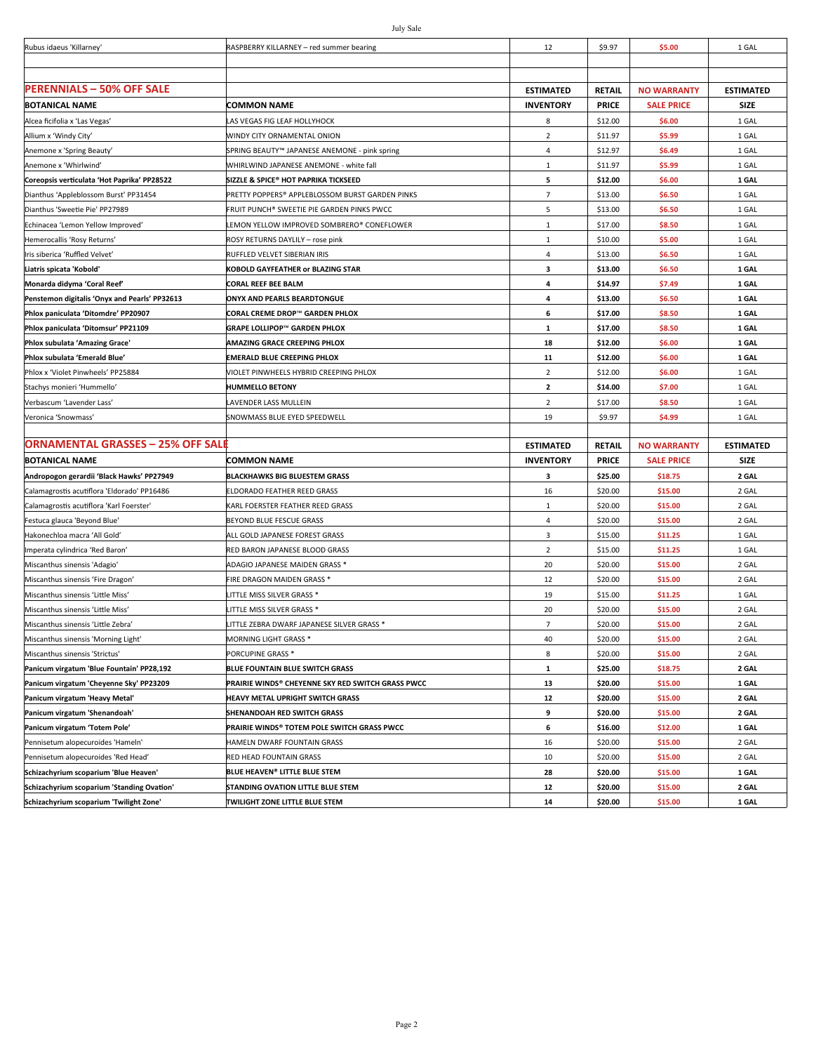| | | | | | |
|---|---|---|---|---|---|
| Rubus idaeus 'Killarney' | RASPBERRY KILLARNEY – red summer bearing | 12 | $9.97 | $5.00 | 1 GAL |

## PERENNIALS – 50% OFF SALE

| BOTANICAL NAME | COMMON NAME | ESTIMATED INVENTORY | RETAIL PRICE | NO WARRANTY SALE PRICE | ESTIMATED SIZE |
|---|---|---|---|---|---|
| Alcea ficifolia x 'Las Vegas' | LAS VEGAS FIG LEAF HOLLYHOCK | 8 | $12.00 | $6.00 | 1 GAL |
| Allium x 'Windy City' | WINDY CITY ORNAMENTAL ONION | 2 | $11.97 | $5.99 | 1 GAL |
| Anemone x 'Spring Beauty' | SPRING BEAUTY™ JAPANESE ANEMONE - pink spring | 4 | $12.97 | $6.49 | 1 GAL |
| Anemone x 'Whirlwind' | WHIRLWIND JAPANESE ANEMONE - white fall | 1 | $11.97 | $5.99 | 1 GAL |
| **Coreopsis verticulata 'Hot Paprika' PP28522** | **SIZZLE & SPICE® HOT PAPRIKA TICKSEED** | **5** | **$12.00** | **$6.00** | **1 GAL** |
| Dianthus 'Appleblossom Burst' PP31454 | PRETTY POPPERS® APPLEBLOSSOM BURST GARDEN PINKS | 7 | $13.00 | $6.50 | 1 GAL |
| Dianthus 'Sweetie Pie' PP27989 | FRUIT PUNCH® SWEETIE PIE GARDEN PINKS PWCC | 5 | $13.00 | $6.50 | 1 GAL |
| Echinacea 'Lemon Yellow Improved' | LEMON YELLOW IMPROVED SOMBRERO® CONEFLOWER | 1 | $17.00 | $8.50 | 1 GAL |
| Hemerocallis 'Rosy Returns' | ROSY RETURNS DAYLILY – rose pink | 1 | $10.00 | $5.00 | 1 GAL |
| Iris siberica 'Ruffled Velvet' | RUFFLED VELVET SIBERIAN IRIS | 4 | $13.00 | $6.50 | 1 GAL |
| **Liatris spicata 'Kobold'** | **KOBOLD GAYFEATHER or BLAZING STAR** | **3** | **$13.00** | **$6.50** | **1 GAL** |
| **Monarda didyma 'Coral Reef'** | **CORAL REEF BEE BALM** | **4** | **$14.97** | **$7.49** | **1 GAL** |
| **Penstemon digitalis 'Onyx and Pearls' PP32613** | **ONYX AND PEARLS BEARDTONGUE** | **4** | **$13.00** | **$6.50** | **1 GAL** |
| **Phlox paniculata 'Ditomdre' PP20907** | **CORAL CREME DROP™ GARDEN PHLOX** | **6** | **$17.00** | **$8.50** | **1 GAL** |
| **Phlox paniculata 'Ditomsur' PP21109** | **GRAPE LOLLIPOP™ GARDEN PHLOX** | **1** | **$17.00** | **$8.50** | **1 GAL** |
| **Phlox subulata 'Amazing Grace'** | **AMAZING GRACE CREEPING PHLOX** | **18** | **$12.00** | **$6.00** | **1 GAL** |
| **Phlox subulata 'Emerald Blue'** | **EMERALD BLUE CREEPING PHLOX** | **11** | **$12.00** | **$6.00** | **1 GAL** |
| Phlox x 'Violet Pinwheels' PP25884 | VIOLET PINWHEELS HYBRID CREEPING PHLOX | 2 | $12.00 | $6.00 | 1 GAL |
| Stachys monieri 'Hummello' | **HUMMELLO BETONY** | **2** | $14.00 | $7.00 | 1 GAL |
| Verbascum 'Lavender Lass' | LAVENDER LASS MULLEIN | 2 | $17.00 | $8.50 | 1 GAL |
| Veronica 'Snowmass' | SNOWMASS BLUE EYED SPEEDWELL | 19 | $9.97 | $4.99 | 1 GAL |

## ORNAMENTAL GRASSES – 25% OFF SALE

| BOTANICAL NAME | COMMON NAME | ESTIMATED INVENTORY | RETAIL PRICE | NO WARRANTY SALE PRICE | ESTIMATED SIZE |
|---|---|---|---|---|---|
| **Andropogon gerardii 'Black Hawks' PP27949** | **BLACKHAWKS BIG BLUESTEM GRASS** | **3** | **$25.00** | **$18.75** | **2 GAL** |
| Calamagrostis acutiflora 'Eldorado' PP16486 | ELDORADO FEATHER REED GRASS | 16 | $20.00 | $15.00 | 2 GAL |
| Calamagrostis acutiflora 'Karl Foerster' | KARL FOERSTER FEATHER REED GRASS | 1 | $20.00 | $15.00 | 2 GAL |
| Festuca glauca 'Beyond Blue' | BEYOND BLUE FESCUE GRASS | 4 | $20.00 | $15.00 | 2 GAL |
| Hakonechloa macra 'All Gold' | ALL GOLD JAPANESE FOREST GRASS | 3 | $15.00 | $11.25 | 1 GAL |
| Imperata cylindrica 'Red Baron' | RED BARON JAPANESE BLOOD GRASS | 2 | $15.00 | $11.25 | 1 GAL |
| Miscanthus sinensis 'Adagio' | ADAGIO JAPANESE MAIDEN GRASS * | 20 | $20.00 | $15.00 | 2 GAL |
| Miscanthus sinensis 'Fire Dragon' | FIRE DRAGON MAIDEN GRASS * | 12 | $20.00 | $15.00 | 2 GAL |
| Miscanthus sinensis 'Little Miss' | LITTLE MISS SILVER GRASS * | 19 | $15.00 | $11.25 | 1 GAL |
| Miscanthus sinensis 'Little Miss' | LITTLE MISS SILVER GRASS * | 20 | $20.00 | $15.00 | 2 GAL |
| Miscanthus sinensis 'Little Zebra' | LITTLE ZEBRA DWARF JAPANESE SILVER GRASS * | 7 | $20.00 | $15.00 | 2 GAL |
| Miscanthus sinensis 'Morning Light' | MORNING LIGHT GRASS * | 40 | $20.00 | $15.00 | 2 GAL |
| Miscanthus sinensis 'Strictus' | PORCUPINE GRASS * | 8 | $20.00 | $15.00 | 2 GAL |
| **Panicum virgatum 'Blue Fountain' PP28,192** | **BLUE FOUNTAIN BLUE SWITCH GRASS** | **1** | **$25.00** | **$18.75** | **2 GAL** |
| **Panicum virgatum 'Cheyenne Sky' PP23209** | **PRAIRIE WINDS® CHEYENNE SKY RED SWITCH GRASS PWCC** | **13** | **$20.00** | **$15.00** | **1 GAL** |
| **Panicum virgatum 'Heavy Metal'** | **HEAVY METAL UPRIGHT SWITCH GRASS** | **12** | **$20.00** | **$15.00** | **2 GAL** |
| **Panicum virgatum 'Shenandoah'** | **SHENANDOAH RED SWITCH GRASS** | **9** | **$20.00** | **$15.00** | **2 GAL** |
| **Panicum virgatum 'Totem Pole'** | **PRAIRIE WINDS® TOTEM POLE SWITCH GRASS PWCC** | **6** | **$16.00** | **$12.00** | **1 GAL** |
| Pennisetum alopecuroides 'Hameln' | HAMELN DWARF FOUNTAIN GRASS | 16 | $20.00 | $15.00 | 2 GAL |
| Pennisetum alopecuroides 'Red Head' | RED HEAD FOUNTAIN GRASS | 10 | $20.00 | $15.00 | 2 GAL |
| **Schizachyrium scoparium 'Blue Heaven'** | **BLUE HEAVEN® LITTLE BLUE STEM** | **28** | **$20.00** | **$15.00** | **1 GAL** |
| **Schizachyrium scoparium 'Standing Ovation'** | **STANDING OVATION LITTLE BLUE STEM** | **12** | **$20.00** | **$15.00** | **2 GAL** |
| **Schizachyrium scoparium 'Twilight Zone'** | **TWILIGHT ZONE LITTLE BLUE STEM** | **14** | **$20.00** | **$15.00** | **1 GAL** |